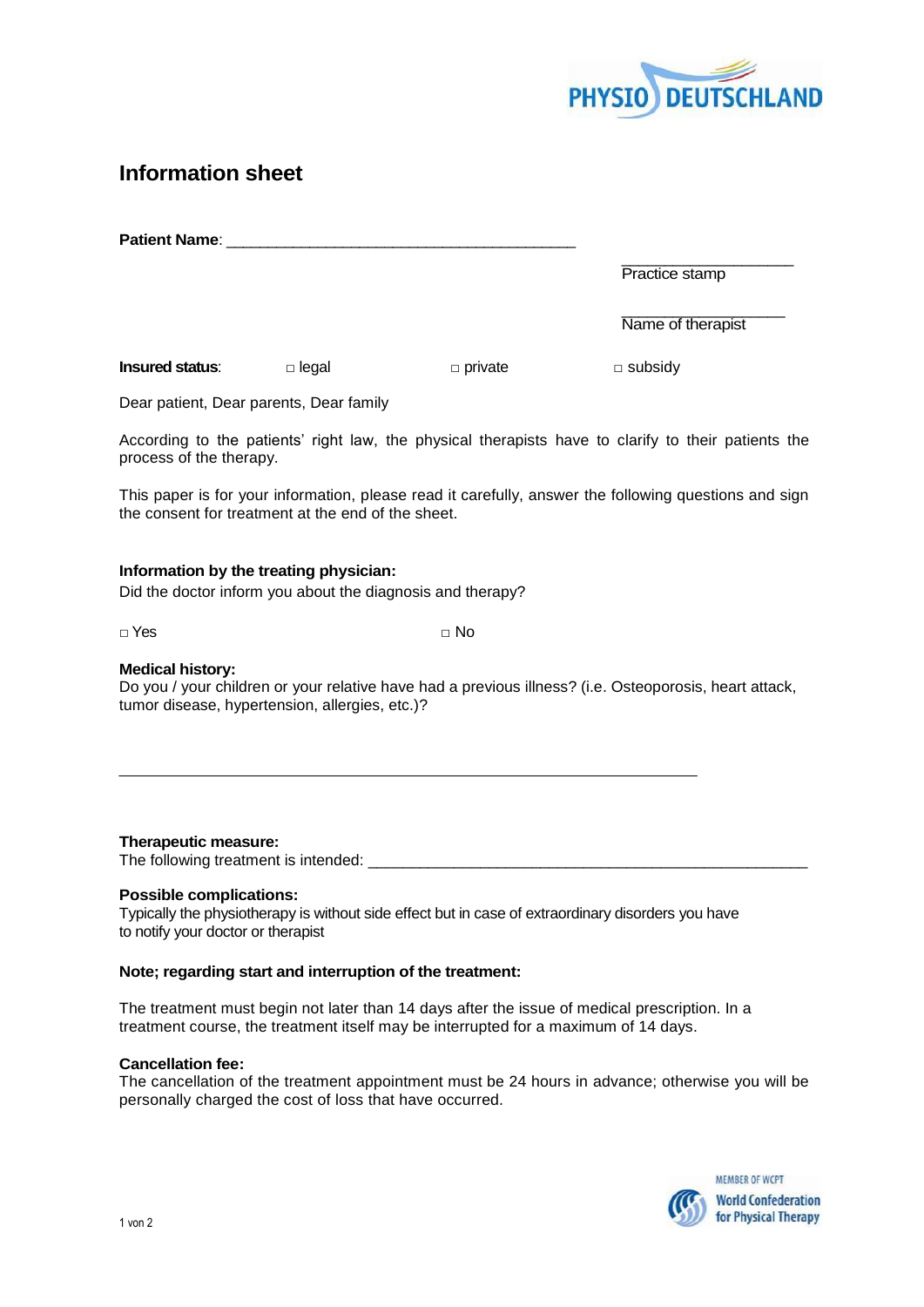# Information sheet

**Patient Name**: ________________________________________

____________________
Practice stamp

____________________
Name of therapist

**Insured status**: □ legal □ private □ subsidy

Dear patient, Dear parents, Dear family

According to the patients' right law, the physical therapists have to clarify to their patients the process of the therapy.

This paper is for your information, please read it carefully, answer the following questions and sign the consent for treatment at the end of the sheet.

**Information by the treating physician:**
Did the doctor inform you about the diagnosis and therapy?

□ Yes □ No

**Medical history:**
Do you / your children or your relative have had a previous illness? (i.e. Osteoporosis, heart attack, tumor disease, hypertension, allergies, etc.)?

____________________________________________________________________

**Therapeutic measure:**
The following treatment is intended: ____________________________________________________

**Possible complications:**
Typically the physiotherapy is without side effect but in case of extraordinary disorders you have to notify your doctor or therapist

**Note; regarding start and interruption of the treatment:**

The treatment must begin not later than 14 days after the issue of medical prescription. In a treatment course, the treatment itself may be interrupted for a maximum of 14 days.

**Cancellation fee:**
The cancellation of the treatment appointment must be 24 hours in advance; otherwise you will be personally charged the cost of loss that have occurred.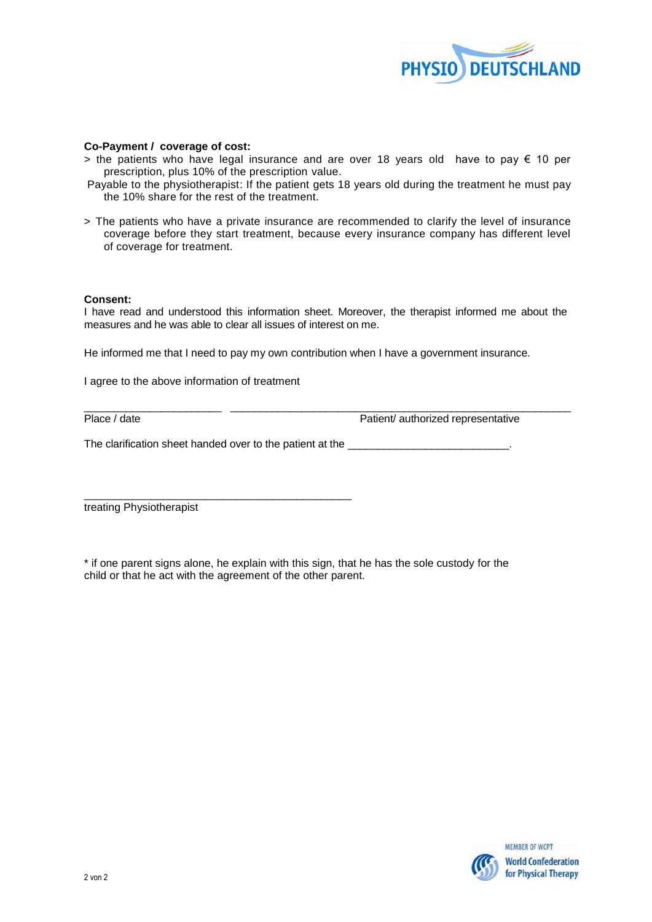**Co-Payment / coverage of cost:**

> the patients who have legal insurance and are over 18 years old have to pay € 10 per prescription, plus 10% of the prescription value.

Payable to the physiotherapist: If the patient gets 18 years old during the treatment he must pay the 10% share for the rest of the treatment.

> The patients who have a private insurance are recommended to clarify the level of insurance coverage before they start treatment, because every insurance company has different level of coverage for treatment.

**Consent:**

I have read and understood this information sheet. Moreover, the therapist informed me about the measures and he was able to clear all issues of interest on me.

He informed me that I need to pay my own contribution when I have a government insurance.

I agree to the above information of treatment

______________________ ________________________________________________________

Place / date Patient/ authorized representative

The clarification sheet handed over to the patient at the __________________________.

____________________________________________

treating Physiotherapist

* if one parent signs alone, he explain with this sign, that he has the sole custody for the child or that he act with the agreement of the other parent.